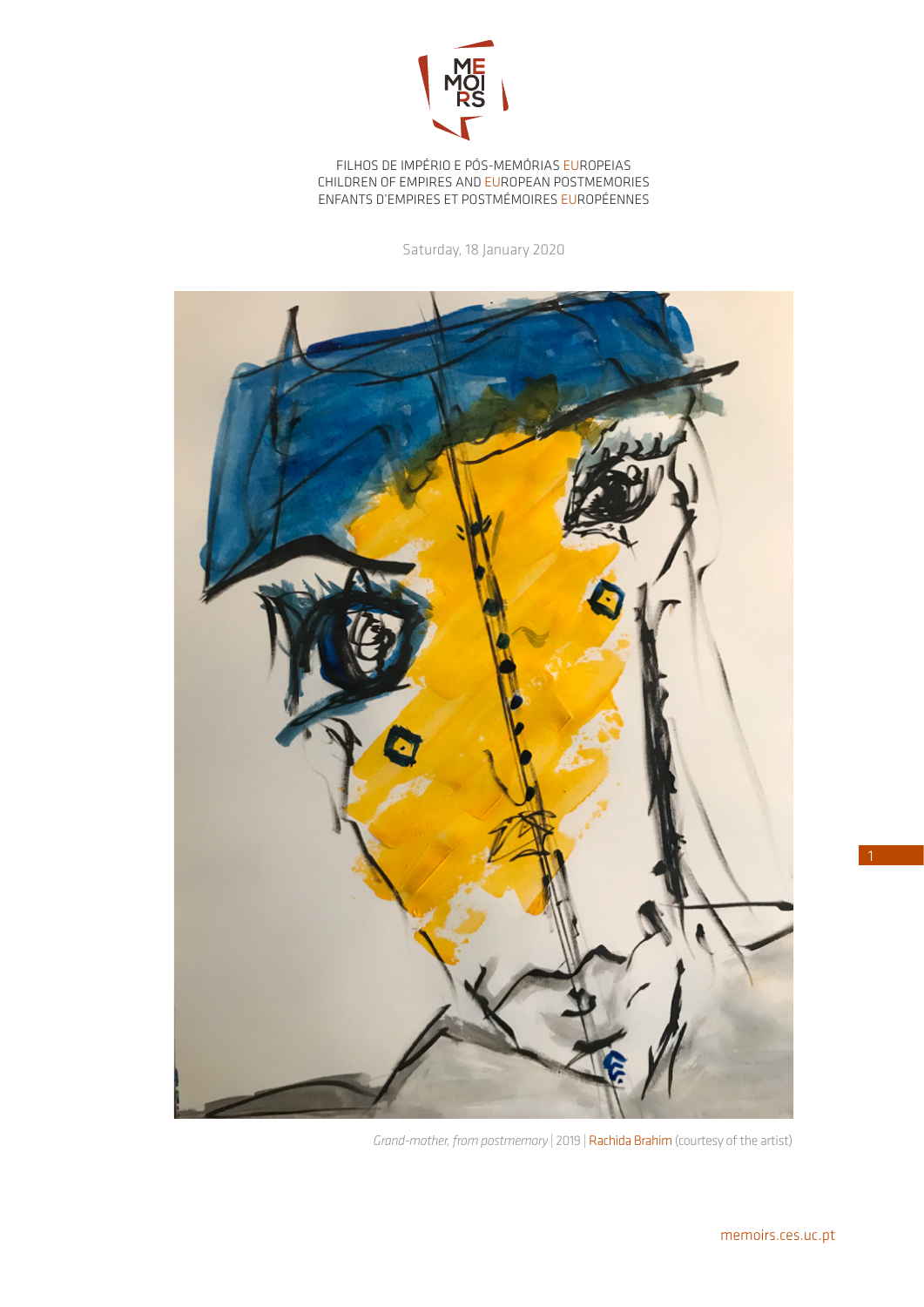MEMOIRS

FILHOS DE IMPÉRIO E PÓS-MEMÓRIAS EUROPEIAS
CHILDREN OF EMPIRES AND EUROPEAN POSTMEMORIES
ENFANTS D'EMPIRES ET POSTMÉMOIRES EUROPÉENNES

Saturday, 18 January 2020

*Grand-mother, from postmemory* | 2019 | Rachida Brahim (courtesy of the artist)

memoirs.ces.uc.pt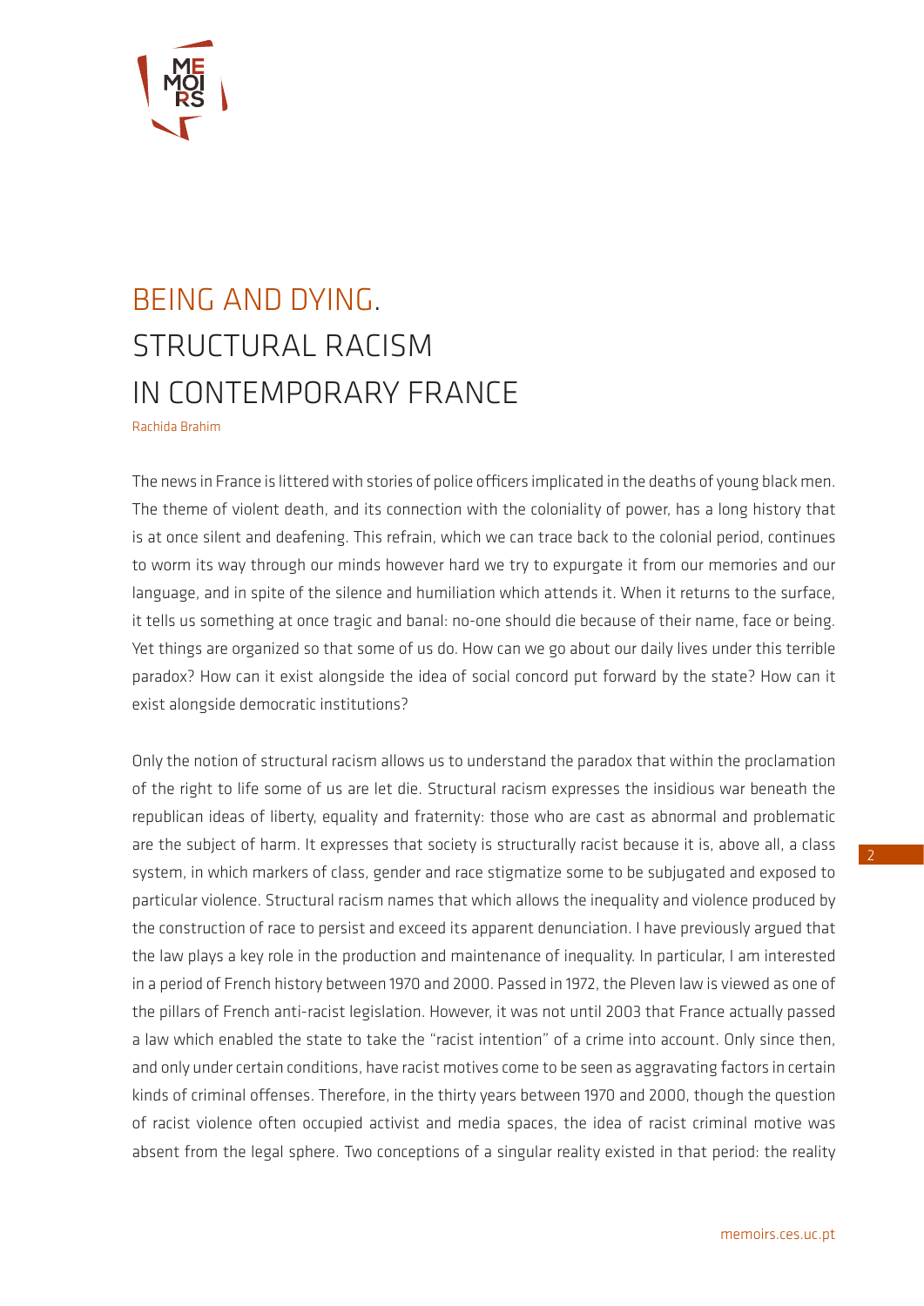# BEING AND DYING. STRUCTURAL RACISM IN CONTEMPORARY FRANCE

Rachida Brahim

The news in France is littered with stories of police officers implicated in the deaths of young black men. The theme of violent death, and its connection with the coloniality of power, has a long history that is at once silent and deafening. This refrain, which we can trace back to the colonial period, continues to worm its way through our minds however hard we try to expurgate it from our memories and our language, and in spite of the silence and humiliation which attends it. When it returns to the surface, it tells us something at once tragic and banal: no-one should die because of their name, face or being. Yet things are organized so that some of us do. How can we go about our daily lives under this terrible paradox? How can it exist alongside the idea of social concord put forward by the state? How can it exist alongside democratic institutions?

Only the notion of structural racism allows us to understand the paradox that within the proclamation of the right to life some of us are let die. Structural racism expresses the insidious war beneath the republican ideas of liberty, equality and fraternity: those who are cast as abnormal and problematic are the subject of harm. It expresses that society is structurally racist because it is, above all, a class system, in which markers of class, gender and race stigmatize some to be subjugated and exposed to particular violence. Structural racism names that which allows the inequality and violence produced by the construction of race to persist and exceed its apparent denunciation. I have previously argued that the law plays a key role in the production and maintenance of inequality. In particular, I am interested in a period of French history between 1970 and 2000. Passed in 1972, the Pleven law is viewed as one of the pillars of French anti-racist legislation. However, it was not until 2003 that France actually passed a law which enabled the state to take the "racist intention" of a crime into account. Only since then, and only under certain conditions, have racist motives come to be seen as aggravating factors in certain kinds of criminal offenses. Therefore, in the thirty years between 1970 and 2000, though the question of racist violence often occupied activist and media spaces, the idea of racist criminal motive was absent from the legal sphere. Two conceptions of a singular reality existed in that period: the reality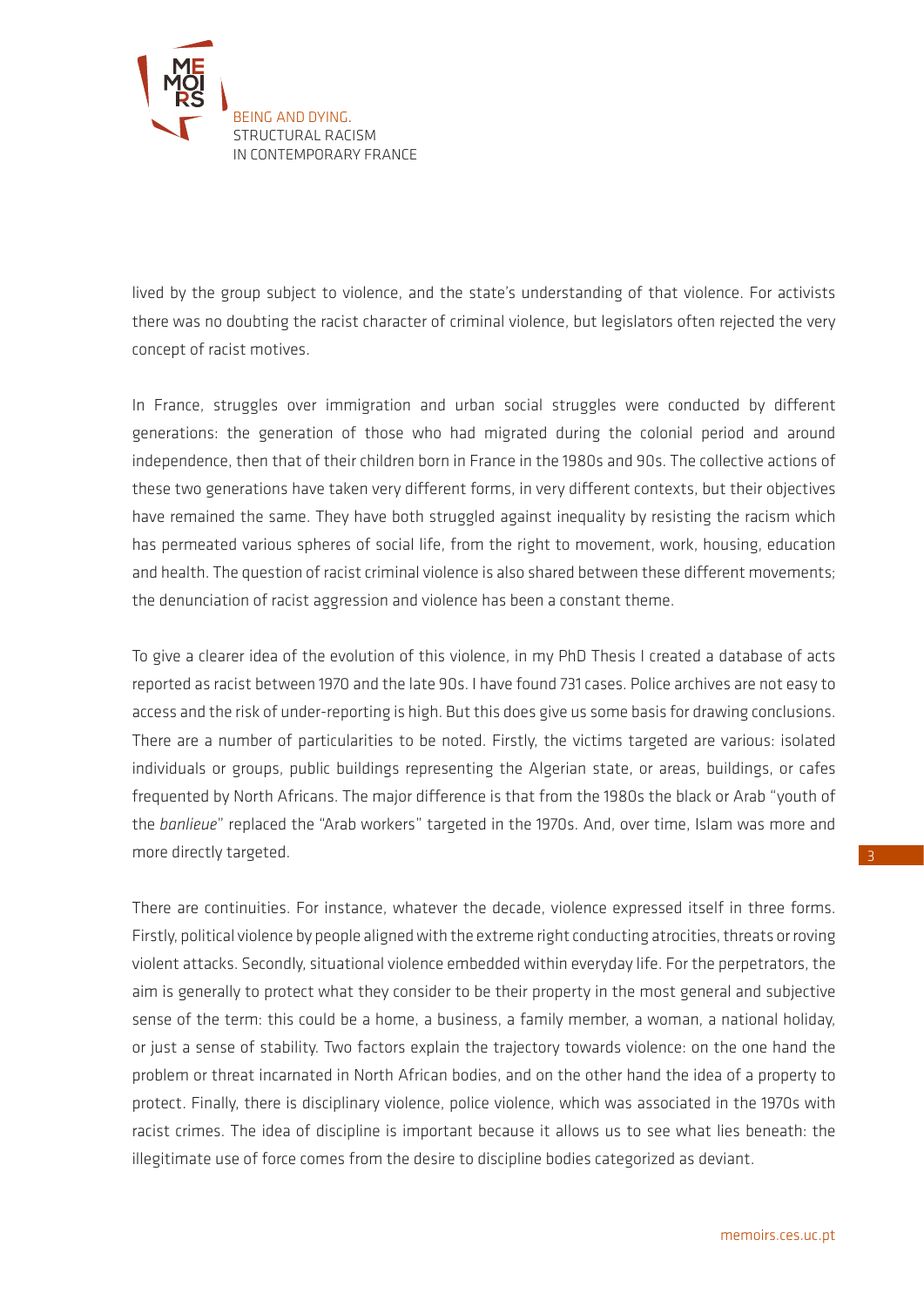lived by the group subject to violence, and the state's understanding of that violence. For activists there was no doubting the racist character of criminal violence, but legislators often rejected the very concept of racist motives.

In France, struggles over immigration and urban social struggles were conducted by different generations: the generation of those who had migrated during the colonial period and around independence, then that of their children born in France in the 1980s and 90s. The collective actions of these two generations have taken very different forms, in very different contexts, but their objectives have remained the same. They have both struggled against inequality by resisting the racism which has permeated various spheres of social life, from the right to movement, work, housing, education and health. The question of racist criminal violence is also shared between these different movements; the denunciation of racist aggression and violence has been a constant theme.

To give a clearer idea of the evolution of this violence, in my PhD Thesis I created a database of acts reported as racist between 1970 and the late 90s. I have found 731 cases. Police archives are not easy to access and the risk of under-reporting is high. But this does give us some basis for drawing conclusions. There are a number of particularities to be noted. Firstly, the victims targeted are various: isolated individuals or groups, public buildings representing the Algerian state, or areas, buildings, or cafes frequented by North Africans. The major difference is that from the 1980s the black or Arab "youth of the *banlieue*" replaced the "Arab workers" targeted in the 1970s. And, over time, Islam was more and more directly targeted.

There are continuities. For instance, whatever the decade, violence expressed itself in three forms. Firstly, political violence by people aligned with the extreme right conducting atrocities, threats or roving violent attacks. Secondly, situational violence embedded within everyday life. For the perpetrators, the aim is generally to protect what they consider to be their property in the most general and subjective sense of the term: this could be a home, a business, a family member, a woman, a national holiday, or just a sense of stability. Two factors explain the trajectory towards violence: on the one hand the problem or threat incarnated in North African bodies, and on the other hand the idea of a property to protect. Finally, there is disciplinary violence, police violence, which was associated in the 1970s with racist crimes. The idea of discipline is important because it allows us to see what lies beneath: the illegitimate use of force comes from the desire to discipline bodies categorized as deviant.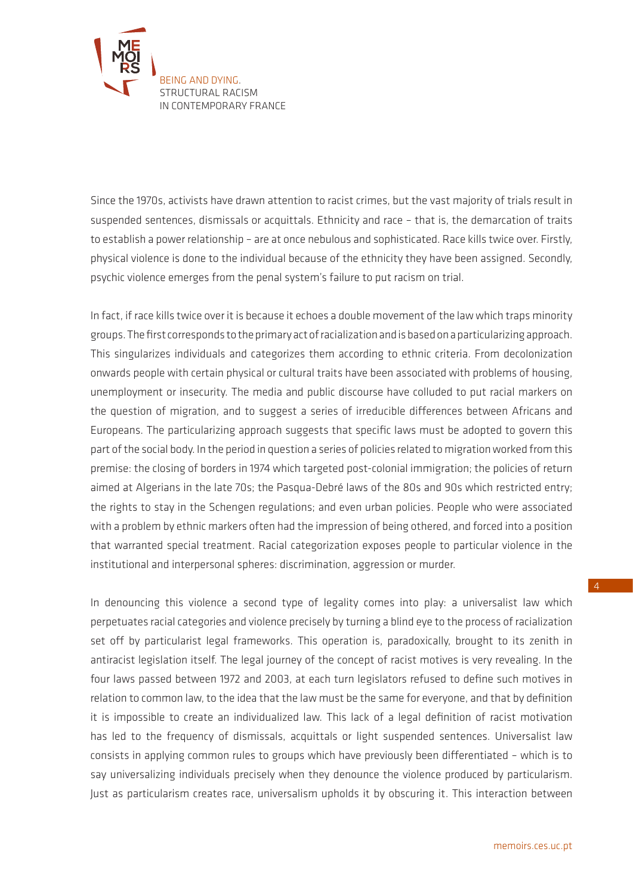Since the 1970s, activists have drawn attention to racist crimes, but the vast majority of trials result in suspended sentences, dismissals or acquittals. Ethnicity and race – that is, the demarcation of traits to establish a power relationship – are at once nebulous and sophisticated. Race kills twice over. Firstly, physical violence is done to the individual because of the ethnicity they have been assigned. Secondly, psychic violence emerges from the penal system's failure to put racism on trial.

In fact, if race kills twice over it is because it echoes a double movement of the law which traps minority groups. The first corresponds to the primary act of racialization and is based on a particularizing approach. This singularizes individuals and categorizes them according to ethnic criteria. From decolonization onwards people with certain physical or cultural traits have been associated with problems of housing, unemployment or insecurity. The media and public discourse have colluded to put racial markers on the question of migration, and to suggest a series of irreducible differences between Africans and Europeans. The particularizing approach suggests that specific laws must be adopted to govern this part of the social body. In the period in question a series of policies related to migration worked from this premise: the closing of borders in 1974 which targeted post-colonial immigration; the policies of return aimed at Algerians in the late 70s; the Pasqua-Debré laws of the 80s and 90s which restricted entry; the rights to stay in the Schengen regulations; and even urban policies. People who were associated with a problem by ethnic markers often had the impression of being othered, and forced into a position that warranted special treatment. Racial categorization exposes people to particular violence in the institutional and interpersonal spheres: discrimination, aggression or murder.

In denouncing this violence a second type of legality comes into play: a universalist law which perpetuates racial categories and violence precisely by turning a blind eye to the process of racialization set off by particularist legal frameworks. This operation is, paradoxically, brought to its zenith in antiracist legislation itself. The legal journey of the concept of racist motives is very revealing. In the four laws passed between 1972 and 2003, at each turn legislators refused to define such motives in relation to common law, to the idea that the law must be the same for everyone, and that by definition it is impossible to create an individualized law. This lack of a legal definition of racist motivation has led to the frequency of dismissals, acquittals or light suspended sentences. Universalist law consists in applying common rules to groups which have previously been differentiated – which is to say universalizing individuals precisely when they denounce the violence produced by particularism. Just as particularism creates race, universalism upholds it by obscuring it. This interaction between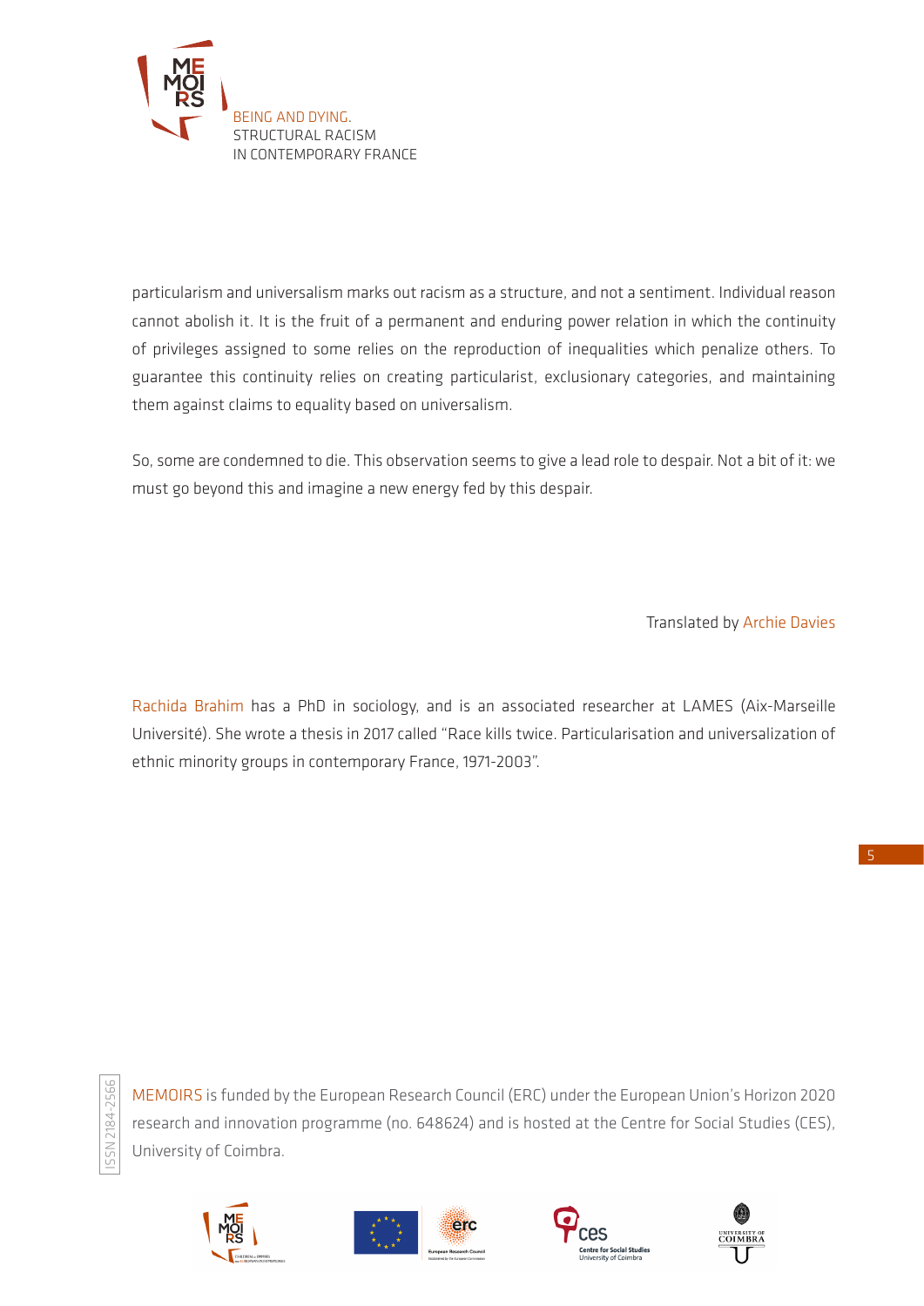particularism and universalism marks out racism as a structure, and not a sentiment. Individual reason cannot abolish it. It is the fruit of a permanent and enduring power relation in which the continuity of privileges assigned to some relies on the reproduction of inequalities which penalize others. To guarantee this continuity relies on creating particularist, exclusionary categories, and maintaining them against claims to equality based on universalism.

So, some are condemned to die. This observation seems to give a lead role to despair. Not a bit of it: we must go beyond this and imagine a new energy fed by this despair.

Translated by Archie Davies

Rachida Brahim has a PhD in sociology, and is an associated researcher at LAMES (Aix-Marseille Université). She wrote a thesis in 2017 called "Race kills twice. Particularisation and universalization of ethnic minority groups in contemporary France, 1971-2003".

MEMOIRS is funded by the European Research Council (ERC) under the European Union's Horizon 2020 research and innovation programme (no. 648624) and is hosted at the Centre for Social Studies (CES), University of Coimbra.